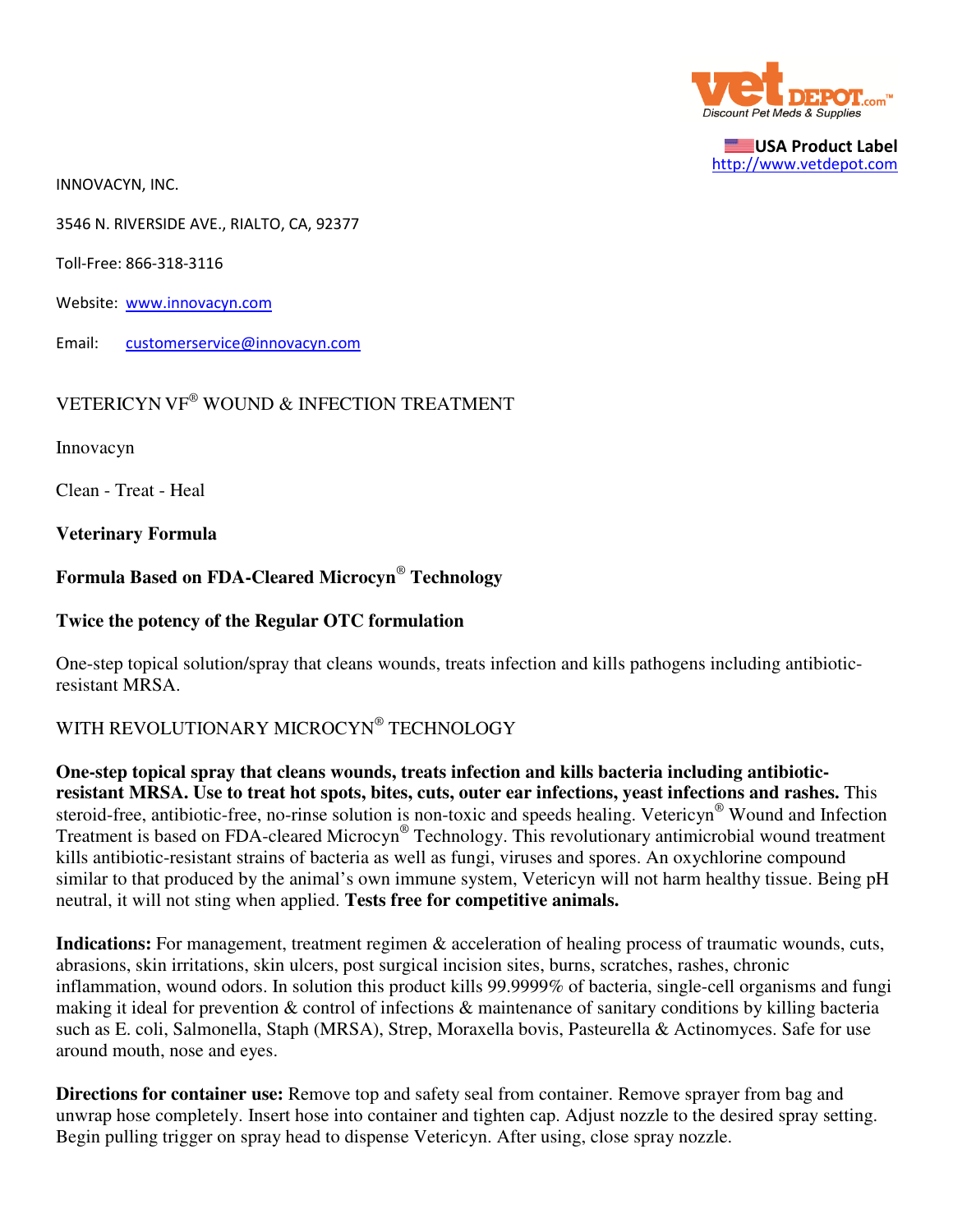USA Product Label
http://www.vetdepot.com

INNOVACYN, INC.

3546 N. RIVERSIDE AVE., RIALTO, CA, 92377

Toll-Free: 866-318-3116

Website: www.innovacyn.com

Email: customerservice@innovacyn.com

VETERICYN VF® WOUND & INFECTION TREATMENT

Innovacyn

Clean - Treat - Heal

**Veterinary Formula**

**Formula Based on FDA-Cleared Microcyn® Technology**

**Twice the potency of the Regular OTC formulation**

One-step topical solution/spray that cleans wounds, treats infection and kills pathogens including antibiotic-resistant MRSA.

WITH REVOLUTIONARY MICROCYN® TECHNOLOGY

**One-step topical spray that cleans wounds, treats infection and kills bacteria including antibiotic-resistant MRSA. Use to treat hot spots, bites, cuts, outer ear infections, yeast infections and rashes.** This steroid-free, antibiotic-free, no-rinse solution is non-toxic and speeds healing. Vetericyn® Wound and Infection Treatment is based on FDA-cleared Microcyn® Technology. This revolutionary antimicrobial wound treatment kills antibiotic-resistant strains of bacteria as well as fungi, viruses and spores. An oxychlorine compound similar to that produced by the animal's own immune system, Vetericyn will not harm healthy tissue. Being pH neutral, it will not sting when applied. **Tests free for competitive animals.**

**Indications:** For management, treatment regimen & acceleration of healing process of traumatic wounds, cuts, abrasions, skin irritations, skin ulcers, post surgical incision sites, burns, scratches, rashes, chronic inflammation, wound odors. In solution this product kills 99.9999% of bacteria, single-cell organisms and fungi making it ideal for prevention & control of infections & maintenance of sanitary conditions by killing bacteria such as E. coli, Salmonella, Staph (MRSA), Strep, Moraxella bovis, Pasteurella & Actinomyces. Safe for use around mouth, nose and eyes.

**Directions for container use:** Remove top and safety seal from container. Remove sprayer from bag and unwrap hose completely. Insert hose into container and tighten cap. Adjust nozzle to the desired spray setting. Begin pulling trigger on spray head to dispense Vetericyn. After using, close spray nozzle.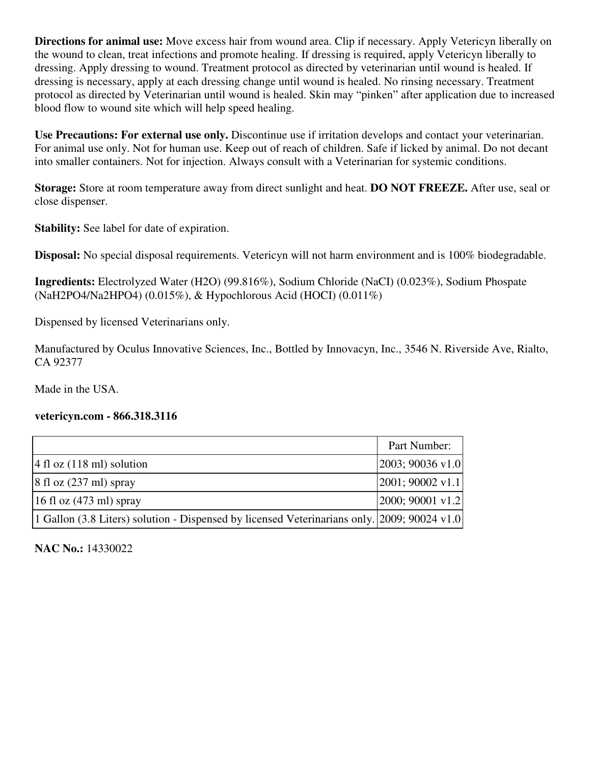**Directions for animal use:** Move excess hair from wound area. Clip if necessary. Apply Vetericyn liberally on the wound to clean, treat infections and promote healing. If dressing is required, apply Vetericyn liberally to dressing. Apply dressing to wound. Treatment protocol as directed by veterinarian until wound is healed. If dressing is necessary, apply at each dressing change until wound is healed. No rinsing necessary. Treatment protocol as directed by Veterinarian until wound is healed. Skin may "pinken" after application due to increased blood flow to wound site which will help speed healing.

**Use Precautions: For external use only.** Discontinue use if irritation develops and contact your veterinarian. For animal use only. Not for human use. Keep out of reach of children. Safe if licked by animal. Do not decant into smaller containers. Not for injection. Always consult with a Veterinarian for systemic conditions.

**Storage:** Store at room temperature away from direct sunlight and heat. **DO NOT FREEZE.** After use, seal or close dispenser.

**Stability:** See label for date of expiration.

**Disposal:** No special disposal requirements. Vetericyn will not harm environment and is 100% biodegradable.

**Ingredients:** Electrolyzed Water ($H2O$) (99.816%), Sodium Chloride (NaCI) (0.023%), Sodium Phospate ($NaH2PO4/Na2HPO4$) (0.015%), & Hypochlorous Acid (HOCI) (0.011%)

Dispensed by licensed Veterinarians only.

Manufactured by Oculus Innovative Sciences, Inc., Bottled by Innovacyn, Inc., 3546 N. Riverside Ave, Rialto, CA 92377

Made in the USA.

**vetericyn.com - 866.318.3116**

| | Part Number: |
|---|---|
| 4 fl oz (118 ml) solution | 2003; 90036 v1.0 |
| 8 fl oz (237 ml) spray | 2001; 90002 v1.1 |
| 16 fl oz (473 ml) spray | 2000; 90001 v1.2 |
| 1 Gallon (3.8 Liters) solution - Dispensed by licensed Veterinarians only. | 2009; 90024 v1.0 |

**NAC No.:** 14330022